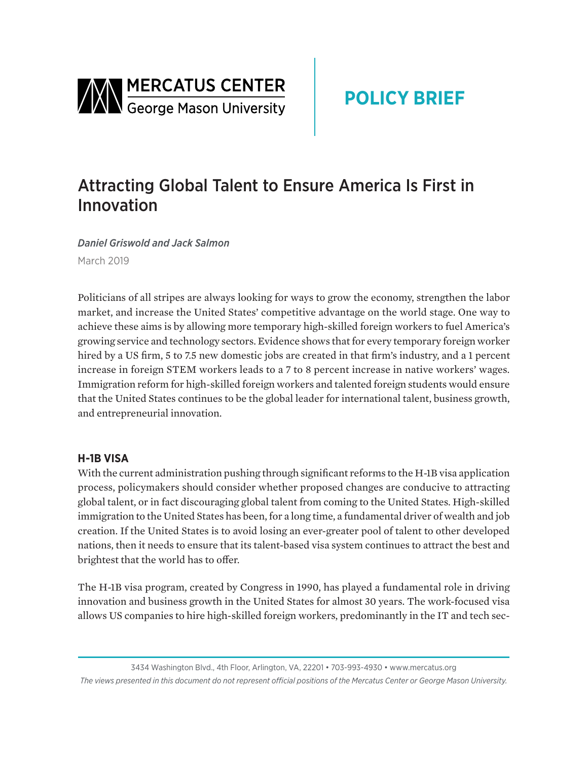MERCATUS CENTER
George Mason University

**POLICY BRIEF**

# Attracting Global Talent to Ensure America Is First in Innovation

*Daniel Griswold and Jack Salmon*

March 2019

Politicians of all stripes are always looking for ways to grow the economy, strengthen the labor market, and increase the United States' competitive advantage on the world stage. One way to achieve these aims is by allowing more temporary high-skilled foreign workers to fuel America's growing service and technology sectors. Evidence shows that for every temporary foreign worker hired by a US firm, 5 to 7.5 new domestic jobs are created in that firm's industry, and a 1 percent increase in foreign STEM workers leads to a 7 to 8 percent increase in native workers' wages. Immigration reform for high-skilled foreign workers and talented foreign students would ensure that the United States continues to be the global leader for international talent, business growth, and entrepreneurial innovation.

## H-1B VISA

With the current administration pushing through significant reforms to the H-1B visa application process, policymakers should consider whether proposed changes are conducive to attracting global talent, or in fact discouraging global talent from coming to the United States. High-skilled immigration to the United States has been, for a long time, a fundamental driver of wealth and job creation. If the United States is to avoid losing an ever-greater pool of talent to other developed nations, then it needs to ensure that its talent-based visa system continues to attract the best and brightest that the world has to offer.

The H-1B visa program, created by Congress in 1990, has played a fundamental role in driving innovation and business growth in the United States for almost 30 years. The work-focused visa allows US companies to hire high-skilled foreign workers, predominantly in the IT and tech sec-

3434 Washington Blvd., 4th Floor, Arlington, VA, 22201 • 703-993-4930 • www.mercatus.org

*The views presented in this document do not represent official positions of the Mercatus Center or George Mason University.*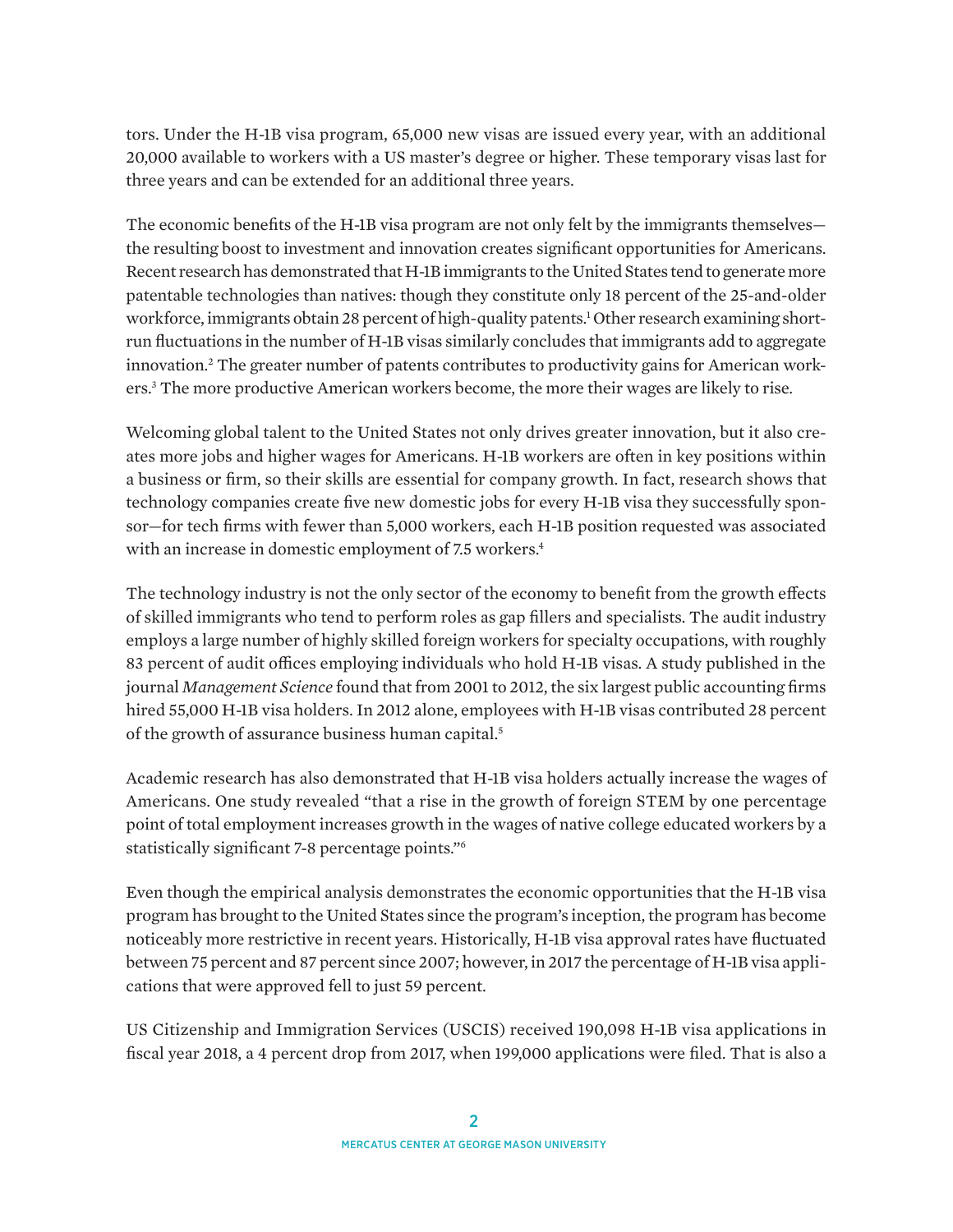tors. Under the H-1B visa program, 65,000 new visas are issued every year, with an additional 20,000 available to workers with a US master's degree or higher. These temporary visas last for three years and can be extended for an additional three years.

The economic benefits of the H-1B visa program are not only felt by the immigrants themselves—the resulting boost to investment and innovation creates significant opportunities for Americans. Recent research has demonstrated that H-1B immigrants to the United States tend to generate more patentable technologies than natives: though they constitute only 18 percent of the 25-and-older workforce, immigrants obtain 28 percent of high-quality patents.[1] Other research examining short-run fluctuations in the number of H-1B visas similarly concludes that immigrants add to aggregate innovation.[2] The greater number of patents contributes to productivity gains for American workers.[3] The more productive American workers become, the more their wages are likely to rise.

Welcoming global talent to the United States not only drives greater innovation, but it also creates more jobs and higher wages for Americans. H-1B workers are often in key positions within a business or firm, so their skills are essential for company growth. In fact, research shows that technology companies create five new domestic jobs for every H-1B visa they successfully sponsor—for tech firms with fewer than 5,000 workers, each H-1B position requested was associated with an increase in domestic employment of 7.5 workers.[4]

The technology industry is not the only sector of the economy to benefit from the growth effects of skilled immigrants who tend to perform roles as gap fillers and specialists. The audit industry employs a large number of highly skilled foreign workers for specialty occupations, with roughly 83 percent of audit offices employing individuals who hold H-1B visas. A study published in the journal *Management Science* found that from 2001 to 2012, the six largest public accounting firms hired 55,000 H-1B visa holders. In 2012 alone, employees with H-1B visas contributed 28 percent of the growth of assurance business human capital.[5]

Academic research has also demonstrated that H-1B visa holders actually increase the wages of Americans. One study revealed "that a rise in the growth of foreign STEM by one percentage point of total employment increases growth in the wages of native college educated workers by a statistically significant 7-8 percentage points."[6]

Even though the empirical analysis demonstrates the economic opportunities that the H-1B visa program has brought to the United States since the program's inception, the program has become noticeably more restrictive in recent years. Historically, H-1B visa approval rates have fluctuated between 75 percent and 87 percent since 2007; however, in 2017 the percentage of H-1B visa applications that were approved fell to just 59 percent.

US Citizenship and Immigration Services (USCIS) received 190,098 H-1B visa applications in fiscal year 2018, a 4 percent drop from 2017, when 199,000 applications were filed. That is also a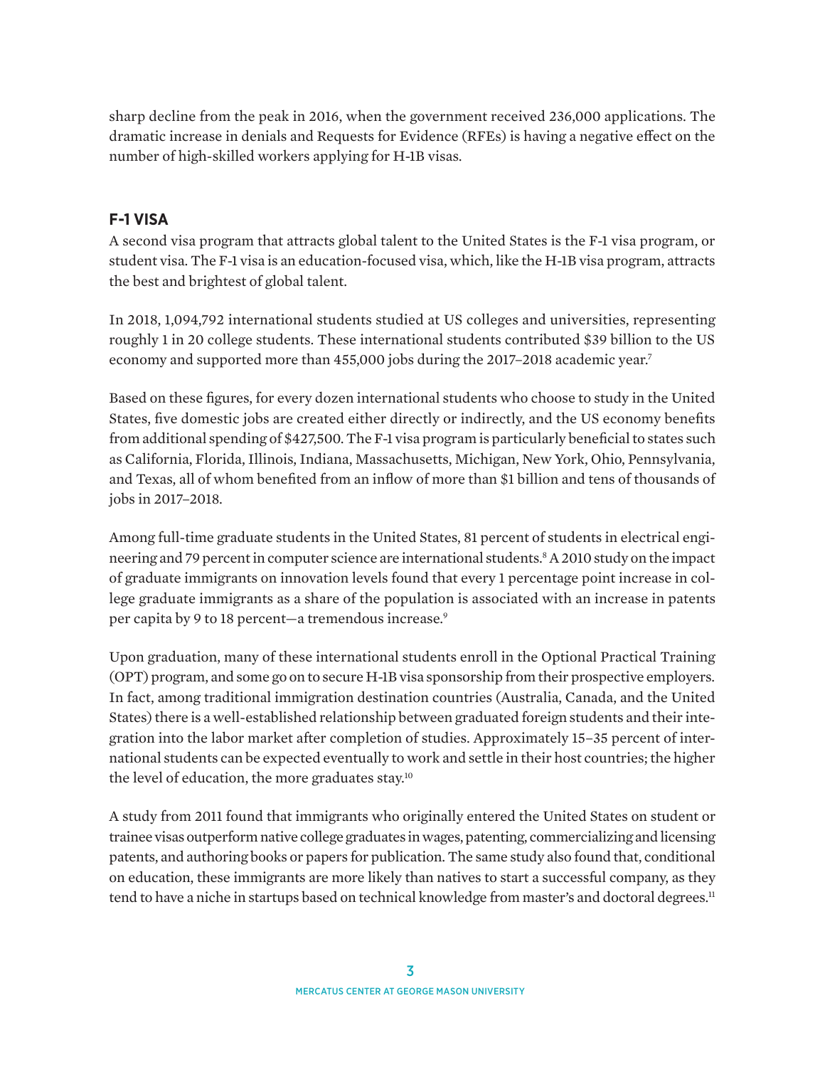sharp decline from the peak in 2016, when the government received 236,000 applications. The dramatic increase in denials and Requests for Evidence (RFEs) is having a negative effect on the number of high-skilled workers applying for H-1B visas.

## F-1 VISA

A second visa program that attracts global talent to the United States is the F-1 visa program, or student visa. The F-1 visa is an education-focused visa, which, like the H-1B visa program, attracts the best and brightest of global talent.

In 2018, 1,094,792 international students studied at US colleges and universities, representing roughly 1 in 20 college students. These international students contributed $39 billion to the US economy and supported more than 455,000 jobs during the 2017–2018 academic year.[7]

Based on these figures, for every dozen international students who choose to study in the United States, five domestic jobs are created either directly or indirectly, and the US economy benefits from additional spending of $427,500. The F-1 visa program is particularly beneficial to states such as California, Florida, Illinois, Indiana, Massachusetts, Michigan, New York, Ohio, Pennsylvania, and Texas, all of whom benefited from an inflow of more than $1 billion and tens of thousands of jobs in 2017–2018.

Among full-time graduate students in the United States, 81 percent of students in electrical engineering and 79 percent in computer science are international students.[8] A 2010 study on the impact of graduate immigrants on innovation levels found that every 1 percentage point increase in college graduate immigrants as a share of the population is associated with an increase in patents per capita by 9 to 18 percent—a tremendous increase.[9]

Upon graduation, many of these international students enroll in the Optional Practical Training (OPT) program, and some go on to secure H-1B visa sponsorship from their prospective employers. In fact, among traditional immigration destination countries (Australia, Canada, and the United States) there is a well-established relationship between graduated foreign students and their integration into the labor market after completion of studies. Approximately 15–35 percent of international students can be expected eventually to work and settle in their host countries; the higher the level of education, the more graduates stay.[10]

A study from 2011 found that immigrants who originally entered the United States on student or trainee visas outperform native college graduates in wages, patenting, commercializing and licensing patents, and authoring books or papers for publication. The same study also found that, conditional on education, these immigrants are more likely than natives to start a successful company, as they tend to have a niche in startups based on technical knowledge from master's and doctoral degrees.[11]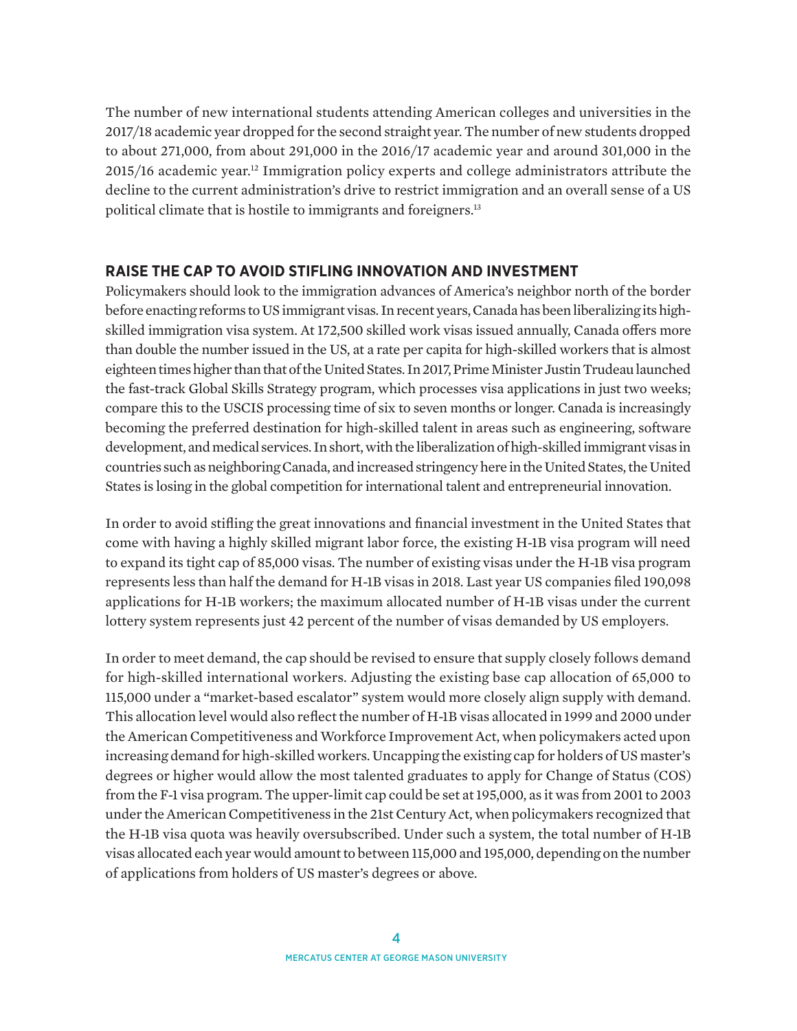The number of new international students attending American colleges and universities in the 2017/18 academic year dropped for the second straight year. The number of new students dropped to about 271,000, from about 291,000 in the 2016/17 academic year and around 301,000 in the 2015/16 academic year.[12] Immigration policy experts and college administrators attribute the decline to the current administration's drive to restrict immigration and an overall sense of a US political climate that is hostile to immigrants and foreigners.[13]

## RAISE THE CAP TO AVOID STIFLING INNOVATION AND INVESTMENT

Policymakers should look to the immigration advances of America's neighbor north of the border before enacting reforms to US immigrant visas. In recent years, Canada has been liberalizing its high-skilled immigration visa system. At 172,500 skilled work visas issued annually, Canada offers more than double the number issued in the US, at a rate per capita for high-skilled workers that is almost eighteen times higher than that of the United States. In 2017, Prime Minister Justin Trudeau launched the fast-track Global Skills Strategy program, which processes visa applications in just two weeks; compare this to the USCIS processing time of six to seven months or longer. Canada is increasingly becoming the preferred destination for high-skilled talent in areas such as engineering, software development, and medical services. In short, with the liberalization of high-skilled immigrant visas in countries such as neighboring Canada, and increased stringency here in the United States, the United States is losing in the global competition for international talent and entrepreneurial innovation.

In order to avoid stifling the great innovations and financial investment in the United States that come with having a highly skilled migrant labor force, the existing H-1B visa program will need to expand its tight cap of 85,000 visas. The number of existing visas under the H-1B visa program represents less than half the demand for H-1B visas in 2018. Last year US companies filed 190,098 applications for H-1B workers; the maximum allocated number of H-1B visas under the current lottery system represents just 42 percent of the number of visas demanded by US employers.

In order to meet demand, the cap should be revised to ensure that supply closely follows demand for high-skilled international workers. Adjusting the existing base cap allocation of 65,000 to 115,000 under a "market-based escalator" system would more closely align supply with demand. This allocation level would also reflect the number of H-1B visas allocated in 1999 and 2000 under the American Competitiveness and Workforce Improvement Act, when policymakers acted upon increasing demand for high-skilled workers. Uncapping the existing cap for holders of US master's degrees or higher would allow the most talented graduates to apply for Change of Status (COS) from the F-1 visa program. The upper-limit cap could be set at 195,000, as it was from 2001 to 2003 under the American Competitiveness in the 21st Century Act, when policymakers recognized that the H-1B visa quota was heavily oversubscribed. Under such a system, the total number of H-1B visas allocated each year would amount to between 115,000 and 195,000, depending on the number of applications from holders of US master's degrees or above.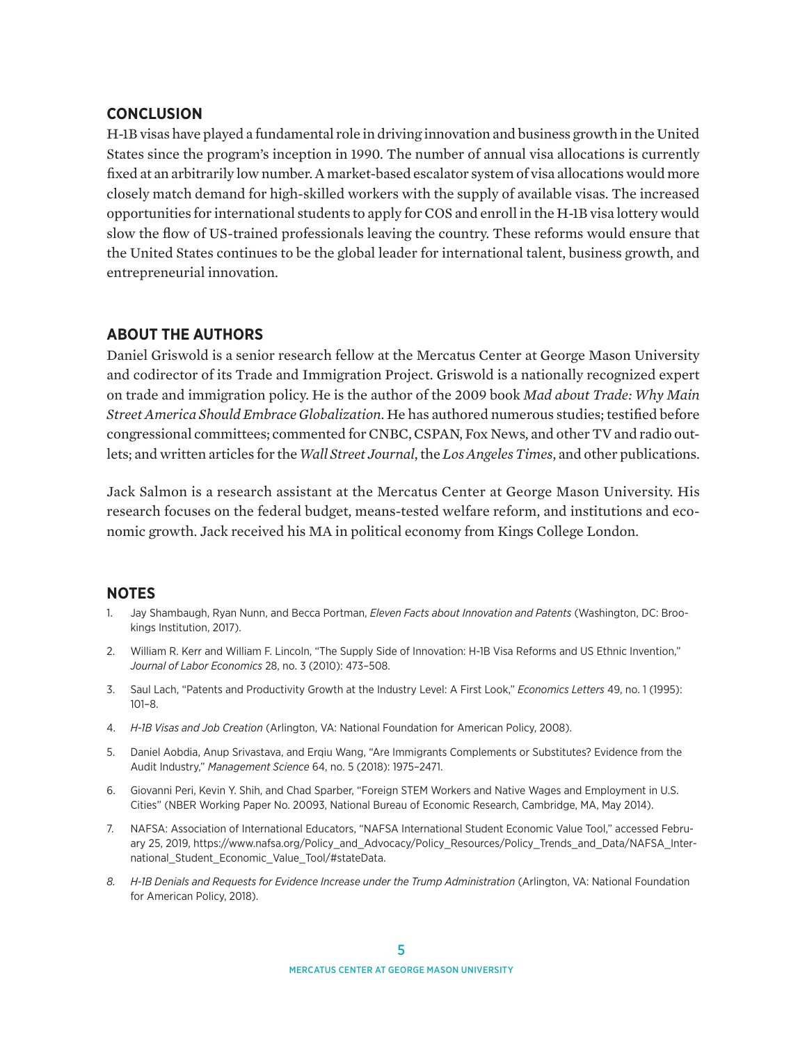## CONCLUSION

H-1B visas have played a fundamental role in driving innovation and business growth in the United States since the program's inception in 1990. The number of annual visa allocations is currently fixed at an arbitrarily low number. A market-based escalator system of visa allocations would more closely match demand for high-skilled workers with the supply of available visas. The increased opportunities for international students to apply for COS and enroll in the H-1B visa lottery would slow the flow of US-trained professionals leaving the country. These reforms would ensure that the United States continues to be the global leader for international talent, business growth, and entrepreneurial innovation.

## ABOUT THE AUTHORS

Daniel Griswold is a senior research fellow at the Mercatus Center at George Mason University and codirector of its Trade and Immigration Project. Griswold is a nationally recognized expert on trade and immigration policy. He is the author of the 2009 book *Mad about Trade: Why Main Street America Should Embrace Globalization*. He has authored numerous studies; testified before congressional committees; commented for CNBC, CSPAN, Fox News, and other TV and radio outlets; and written articles for the *Wall Street Journal*, the *Los Angeles Times*, and other publications.

Jack Salmon is a research assistant at the Mercatus Center at George Mason University. His research focuses on the federal budget, means-tested welfare reform, and institutions and economic growth. Jack received his MA in political economy from Kings College London.

## NOTES

1. Jay Shambaugh, Ryan Nunn, and Becca Portman, *Eleven Facts about Innovation and Patents* (Washington, DC: Brookings Institution, 2017).
2. William R. Kerr and William F. Lincoln, "The Supply Side of Innovation: H-1B Visa Reforms and US Ethnic Invention," *Journal of Labor Economics* 28, no. 3 (2010): 473–508.
3. Saul Lach, "Patents and Productivity Growth at the Industry Level: A First Look," *Economics Letters* 49, no. 1 (1995): 101–8.
4. *H-1B Visas and Job Creation* (Arlington, VA: National Foundation for American Policy, 2008).
5. Daniel Aobdia, Anup Srivastava, and Erqiu Wang, "Are Immigrants Complements or Substitutes? Evidence from the Audit Industry," *Management Science* 64, no. 5 (2018): 1975–2471.
6. Giovanni Peri, Kevin Y. Shih, and Chad Sparber, "Foreign STEM Workers and Native Wages and Employment in U.S. Cities" (NBER Working Paper No. 20093, National Bureau of Economic Research, Cambridge, MA, May 2014).
7. NAFSA: Association of International Educators, "NAFSA International Student Economic Value Tool," accessed February 25, 2019, https://www.nafsa.org/Policy_and_Advocacy/Policy_Resources/Policy_Trends_and_Data/NAFSA_International_Student_Economic_Value_Tool/#stateData.
8. *H-1B Denials and Requests for Evidence Increase under the Trump Administration* (Arlington, VA: National Foundation for American Policy, 2018).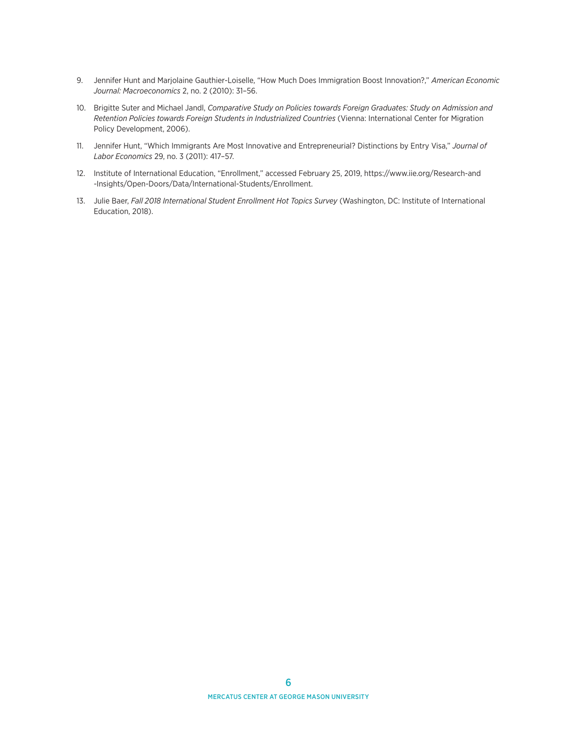9. Jennifer Hunt and Marjolaine Gauthier-Loiselle, "How Much Does Immigration Boost Innovation?," *American Economic Journal: Macroeconomics* 2, no. 2 (2010): 31–56.

10. Brigitte Suter and Michael Jandl, *Comparative Study on Policies towards Foreign Graduates: Study on Admission and Retention Policies towards Foreign Students in Industrialized Countries* (Vienna: International Center for Migration Policy Development, 2006).

11. Jennifer Hunt, "Which Immigrants Are Most Innovative and Entrepreneurial? Distinctions by Entry Visa," *Journal of Labor Economics* 29, no. 3 (2011): 417–57.

12. Institute of International Education, "Enrollment," accessed February 25, 2019, https://www.iie.org/Research-and-Insights/Open-Doors/Data/International-Students/Enrollment.

13. Julie Baer, *Fall 2018 International Student Enrollment Hot Topics Survey* (Washington, DC: Institute of International Education, 2018).